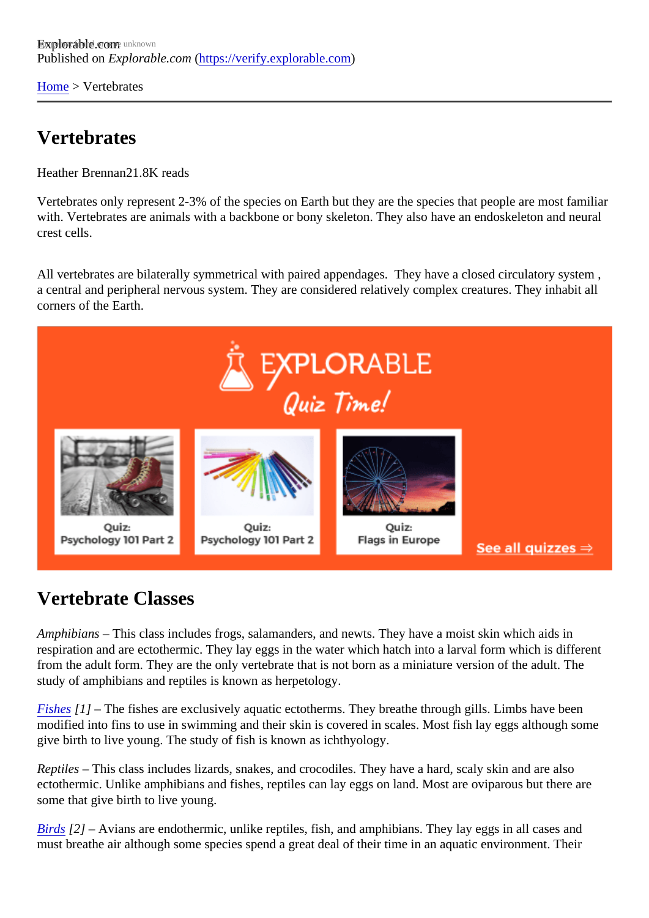Explorable.com
Published on *Explorable.com* (https://verify.explorable.com)

Home > Vertebrates

# Vertebrates

Heather Brennan21.8K reads

Vertebrates only represent 2-3% of the species on Earth but they are the species that people are most familiar with. Vertebrates are animals with a backbone or bony skeleton. They also have an endoskeleton and neural crest cells.

All vertebrates are bilaterally symmetrical with paired appendages. They have a closed circulatory system , a central and peripheral nervous system. They are considered relatively complex creatures. They inhabit all corners of the Earth.

## Vertebrate Classes

*Amphibians* – This class includes frogs, salamanders, and newts. They have a moist skin which aids in respiration and are ectothermic. They lay eggs in the water which hatch into a larval form which is different from the adult form. They are the only vertebrate that is not born as a miniature version of the adult. The study of amphibians and reptiles is known as herpetology.

*Fishes* [1] – The fishes are exclusively aquatic ectotherms. They breathe through gills. Limbs have been modified into fins to use in swimming and their skin is covered in scales. Most fish lay eggs although some give birth to live young. The study of fish is known as ichthyology.

*Reptiles* – This class includes lizards, snakes, and crocodiles. They have a hard, scaly skin and are also ectothermic. Unlike amphibians and fishes, reptiles can lay eggs on land. Most are oviparous but there are some that give birth to live young.

*Birds* [2] – Avians are endothermic, unlike reptiles, fish, and amphibians. They lay eggs in all cases and must breathe air although some species spend a great deal of their time in an aquatic environment. Their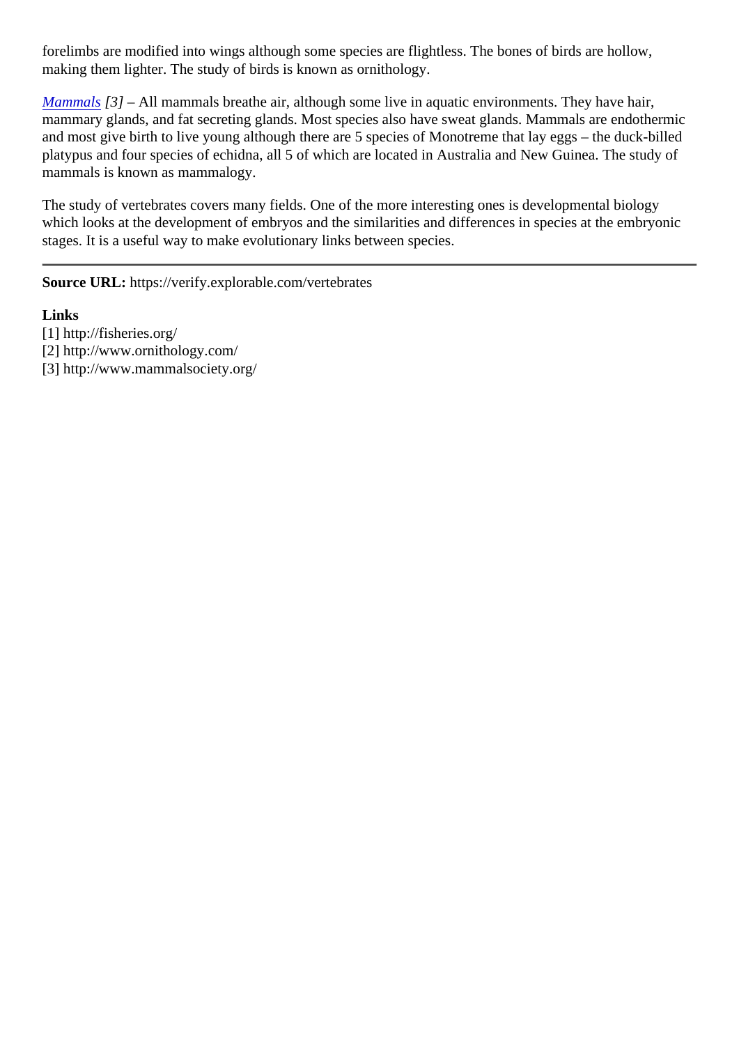forelimbs are modified into wings although some species are flightless. The bones of birds are hollow, making them lighter. The study of birds is known as ornithology.

*Mammals* *[3]* – All mammals breathe air, although some live in aquatic environments. They have hair, mammary glands, and fat secreting glands. Most species also have sweat glands. Mammals are endothermic and most give birth to live young although there are 5 species of Monotreme that lay eggs – the duck-billed platypus and four species of echidna, all 5 of which are located in Australia and New Guinea. The study of mammals is known as mammalogy.

The study of vertebrates covers many fields. One of the more interesting ones is developmental biology which looks at the development of embryos and the similarities and differences in species at the embryonic stages. It is a useful way to make evolutionary links between species.

---

**Source URL:** https://verify.explorable.com/vertebrates

**Links**
[1] http://fisheries.org/
[2] http://www.ornithology.com/
[3] http://www.mammalsociety.org/